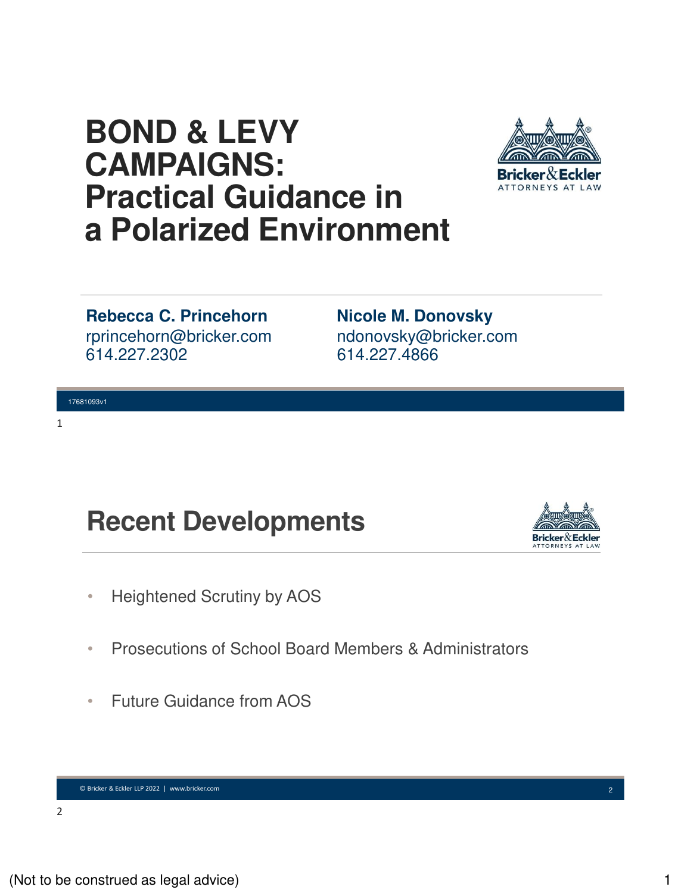# BOND & LEVY CAMPAIGNS: Practical Guidance in a Polarized Environment

**Rebecca C. Princehorn**
rprincehorn@bricker.com
614.227.2302

**Nicole M. Donovsky**
ndonovsky@bricker.com
614.227.4866

17681093v1

1

## Recent Developments

- Heightened Scrutiny by AOS
- Prosecutions of School Board Members & Administrators
- Future Guidance from AOS

© Bricker & Eckler LLP 2022 | www.bricker.com

2

(Not to be construed as legal advice)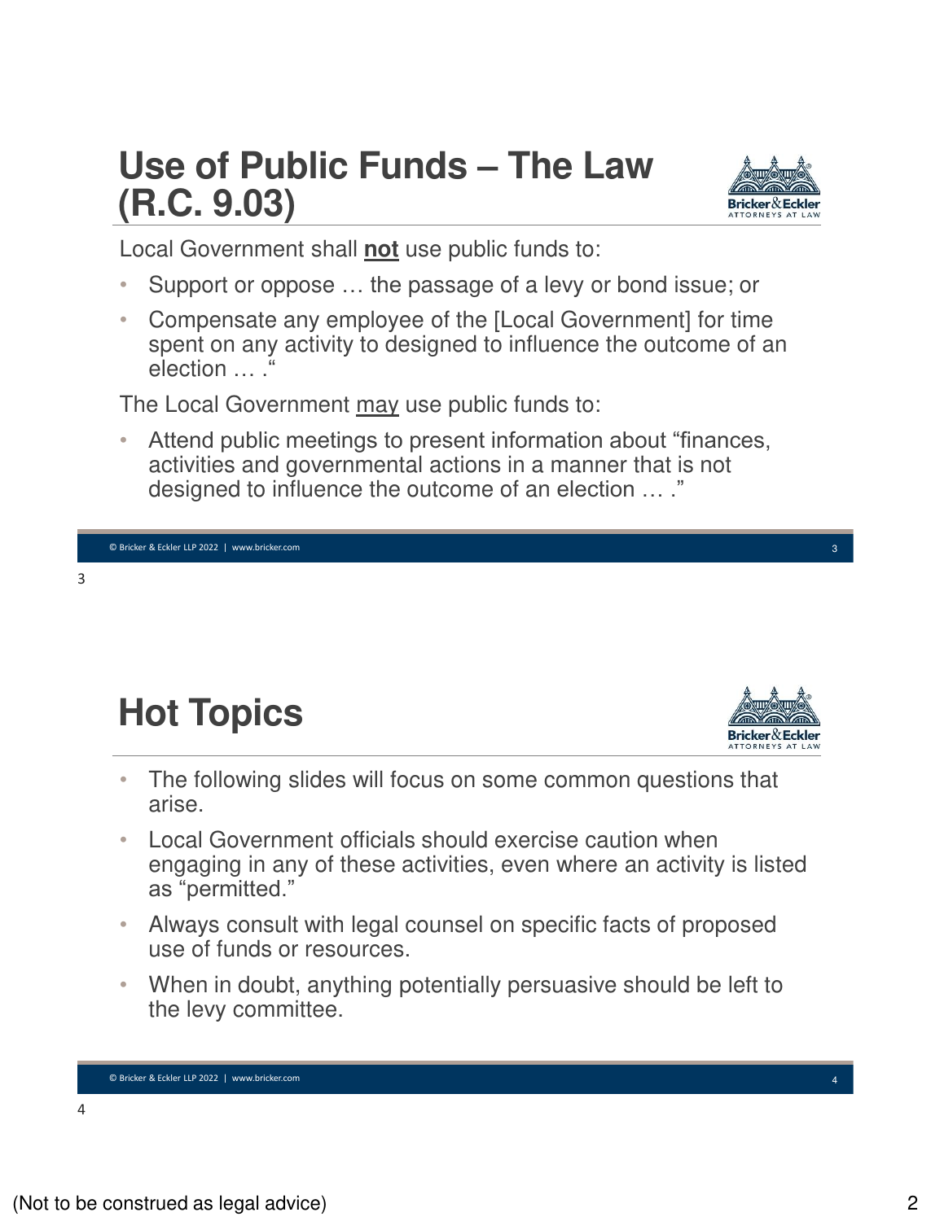## Use of Public Funds – The Law (R.C. 9.03)

Local Government shall **not** use public funds to:

- Support or oppose … the passage of a levy or bond issue; or
- Compensate any employee of the [Local Government] for time spent on any activity to designed to influence the outcome of an election … ."

The Local Government may use public funds to:

- Attend public meetings to present information about "finances, activities and governmental actions in a manner that is not designed to influence the outcome of an election … ."

## Hot Topics

- The following slides will focus on some common questions that arise.
- Local Government officials should exercise caution when engaging in any of these activities, even where an activity is listed as "permitted."
- Always consult with legal counsel on specific facts of proposed use of funds or resources.
- When in doubt, anything potentially persuasive should be left to the levy committee.

(Not to be construed as legal advice)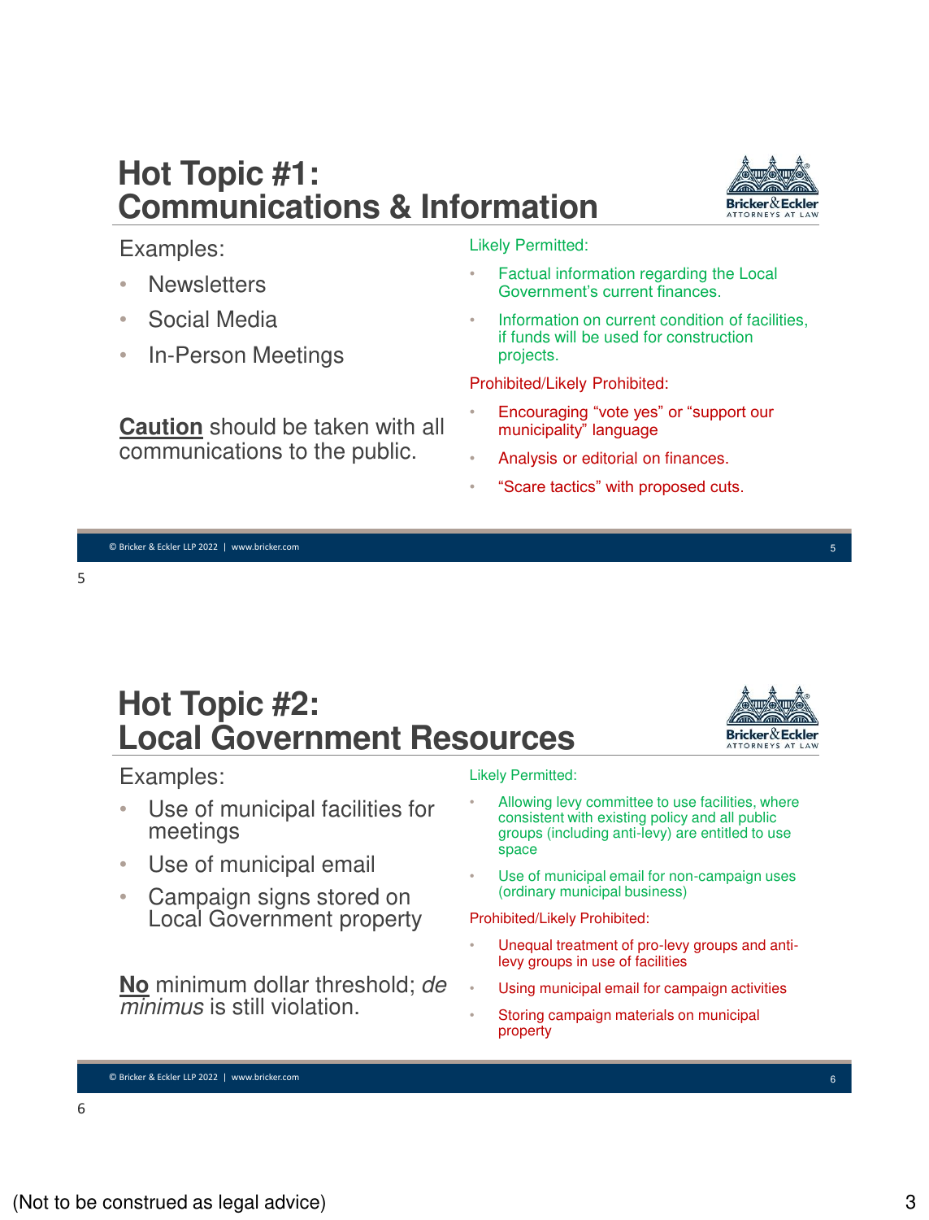## Hot Topic #1: Communications & Information

Examples:

- Newsletters
- Social Media
- In-Person Meetings

**Caution** should be taken with all communications to the public.

Likely Permitted:

- Factual information regarding the Local Government's current finances.
- Information on current condition of facilities, if funds will be used for construction projects.

Prohibited/Likely Prohibited:

- Encouraging "vote yes" or "support our municipality" language
- Analysis or editorial on finances.
- "Scare tactics" with proposed cuts.

© Bricker & Eckler LLP 2022 | www.bricker.com

## Hot Topic #2: Local Government Resources

Examples:

- Use of municipal facilities for meetings
- Use of municipal email
- Campaign signs stored on Local Government property

**No** minimum dollar threshold; *de minimus* is still violation.

Likely Permitted:

- Allowing levy committee to use facilities, where consistent with existing policy and all public groups (including anti-levy) are entitled to use space
- Use of municipal email for non-campaign uses (ordinary municipal business)

Prohibited/Likely Prohibited:

- Unequal treatment of pro-levy groups and anti-levy groups in use of facilities
- Using municipal email for campaign activities
- Storing campaign materials on municipal property

© Bricker & Eckler LLP 2022 | www.bricker.com

(Not to be construed as legal advice)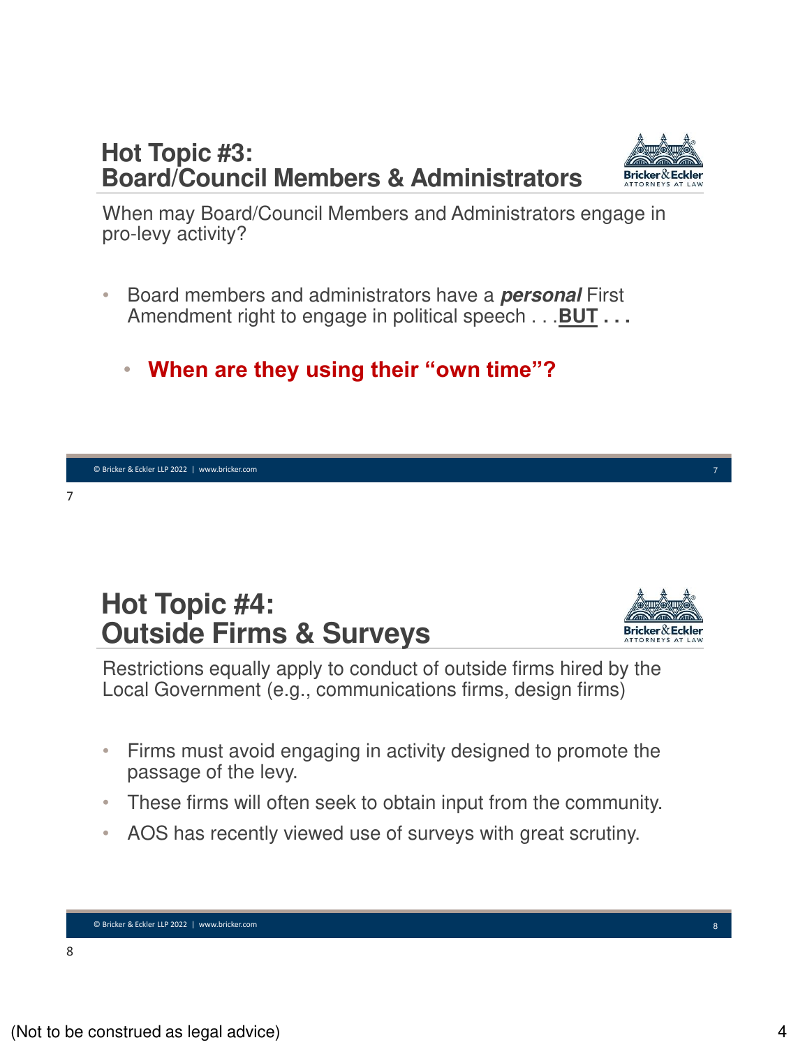## Hot Topic #3: Board/Council Members & Administrators

When may Board/Council Members and Administrators engage in pro-levy activity?

- Board members and administrators have a ***personal*** First Amendment right to engage in political speech . . .**BUT . . .**
  - **When are they using their "own time"?**

## Hot Topic #4: Outside Firms & Surveys

Restrictions equally apply to conduct of outside firms hired by the Local Government (e.g., communications firms, design firms)

- Firms must avoid engaging in activity designed to promote the passage of the levy.
- These firms will often seek to obtain input from the community.
- AOS has recently viewed use of surveys with great scrutiny.

(Not to be construed as legal advice)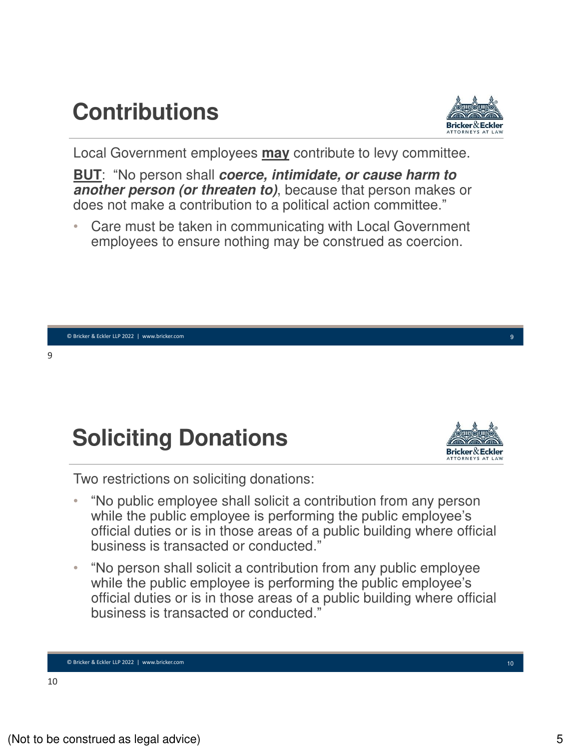## Contributions

Local Government employees **<u>may</u>** contribute to levy committee.

**<u>BUT</u>**: "No person shall ***coerce, intimidate, or cause harm to another person (or threaten to)***, because that person makes or does not make a contribution to a political action committee."

- Care must be taken in communicating with Local Government employees to ensure nothing may be construed as coercion.

© Bricker & Eckler LLP 2022 | www.bricker.com

## Soliciting Donations

Two restrictions on soliciting donations:

- "No public employee shall solicit a contribution from any person while the public employee is performing the public employee's official duties or is in those areas of a public building where official business is transacted or conducted."
- "No person shall solicit a contribution from any public employee while the public employee is performing the public employee's official duties or is in those areas of a public building where official business is transacted or conducted."

© Bricker & Eckler LLP 2022 | www.bricker.com

(Not to be construed as legal advice)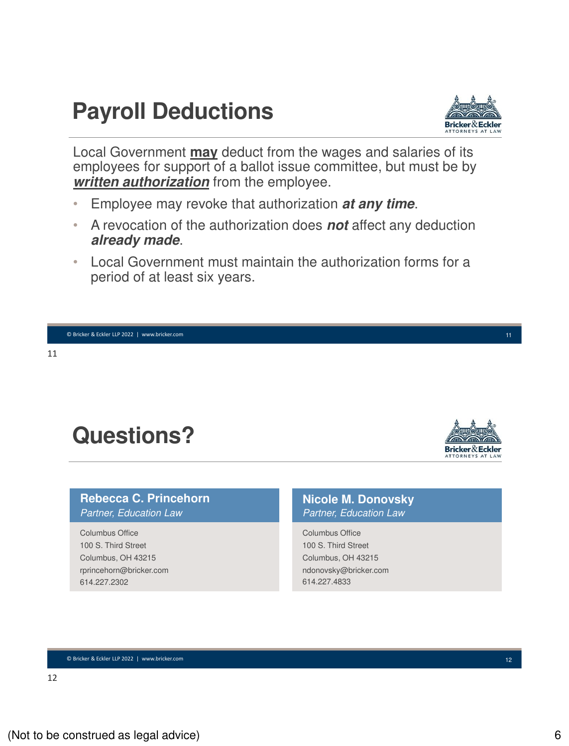## Payroll Deductions

Local Government **may** deduct from the wages and salaries of its employees for support of a ballot issue committee, but must be by ***written authorization*** from the employee.

- Employee may revoke that authorization ***at any time***.
- A revocation of the authorization does ***not*** affect any deduction ***already made***.
- Local Government must maintain the authorization forms for a period of at least six years.

© Bricker & Eckler LLP 2022 | www.bricker.com

## Questions?

**Rebecca C. Princehorn**
*Partner, Education Law*

Columbus Office
100 S. Third Street
Columbus, OH 43215
rprincehorn@bricker.com
614.227.2302

**Nicole M. Donovsky**
*Partner, Education Law*

Columbus Office
100 S. Third Street
Columbus, OH 43215
ndonovsky@bricker.com
614.227.4833

© Bricker & Eckler LLP 2022 | www.bricker.com

(Not to be construed as legal advice)